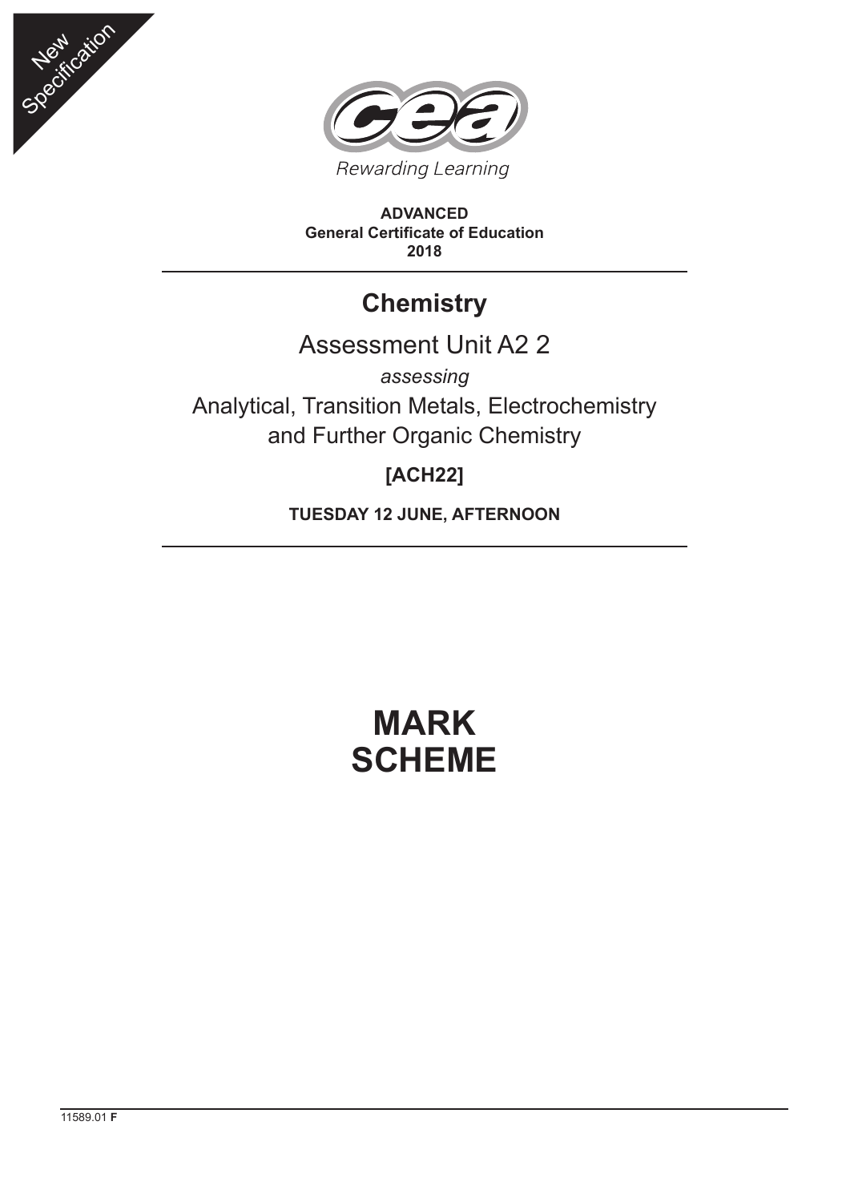New Specification

Rewarding Learning

**ADVANCED**
**General Certificate of Education**
**2018**

# Chemistry

## Assessment Unit A2 2

*assessing*

Analytical, Transition Metals, Electrochemistry and Further Organic Chemistry

**[ACH22]**

**TUESDAY 12 JUNE, AFTERNOON**

# MARK SCHEME

11589.01 **F**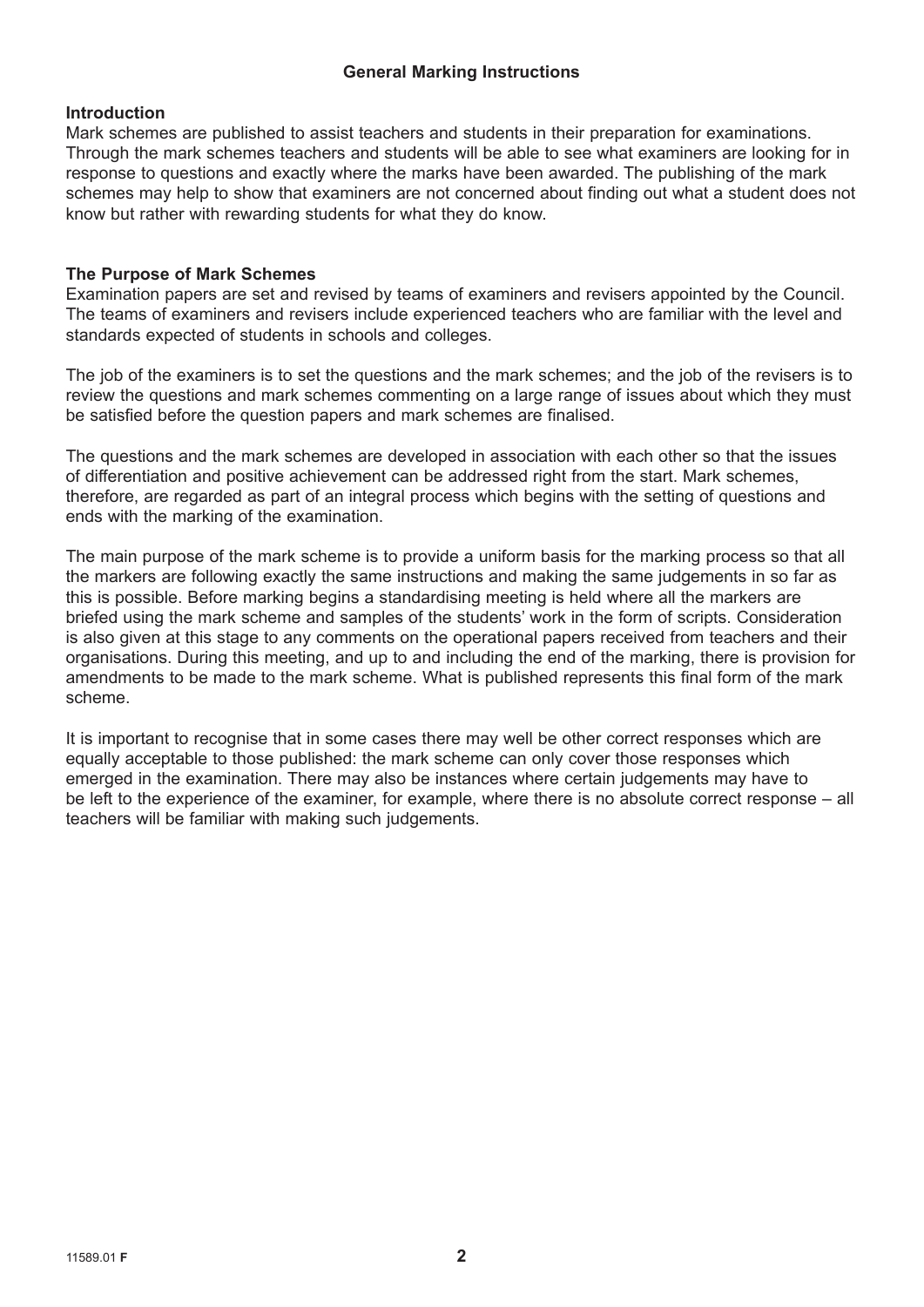## General Marking Instructions

### Introduction

Mark schemes are published to assist teachers and students in their preparation for examinations. Through the mark schemes teachers and students will be able to see what examiners are looking for in response to questions and exactly where the marks have been awarded. The publishing of the mark schemes may help to show that examiners are not concerned about finding out what a student does not know but rather with rewarding students for what they do know.

### The Purpose of Mark Schemes

Examination papers are set and revised by teams of examiners and revisers appointed by the Council. The teams of examiners and revisers include experienced teachers who are familiar with the level and standards expected of students in schools and colleges.

The job of the examiners is to set the questions and the mark schemes; and the job of the revisers is to review the questions and mark schemes commenting on a large range of issues about which they must be satisfied before the question papers and mark schemes are finalised.

The questions and the mark schemes are developed in association with each other so that the issues of differentiation and positive achievement can be addressed right from the start. Mark schemes, therefore, are regarded as part of an integral process which begins with the setting of questions and ends with the marking of the examination.

The main purpose of the mark scheme is to provide a uniform basis for the marking process so that all the markers are following exactly the same instructions and making the same judgements in so far as this is possible. Before marking begins a standardising meeting is held where all the markers are briefed using the mark scheme and samples of the students' work in the form of scripts. Consideration is also given at this stage to any comments on the operational papers received from teachers and their organisations. During this meeting, and up to and including the end of the marking, there is provision for amendments to be made to the mark scheme. What is published represents this final form of the mark scheme.

It is important to recognise that in some cases there may well be other correct responses which are equally acceptable to those published: the mark scheme can only cover those responses which emerged in the examination. There may also be instances where certain judgements may have to be left to the experience of the examiner, for example, where there is no absolute correct response – all teachers will be familiar with making such judgements.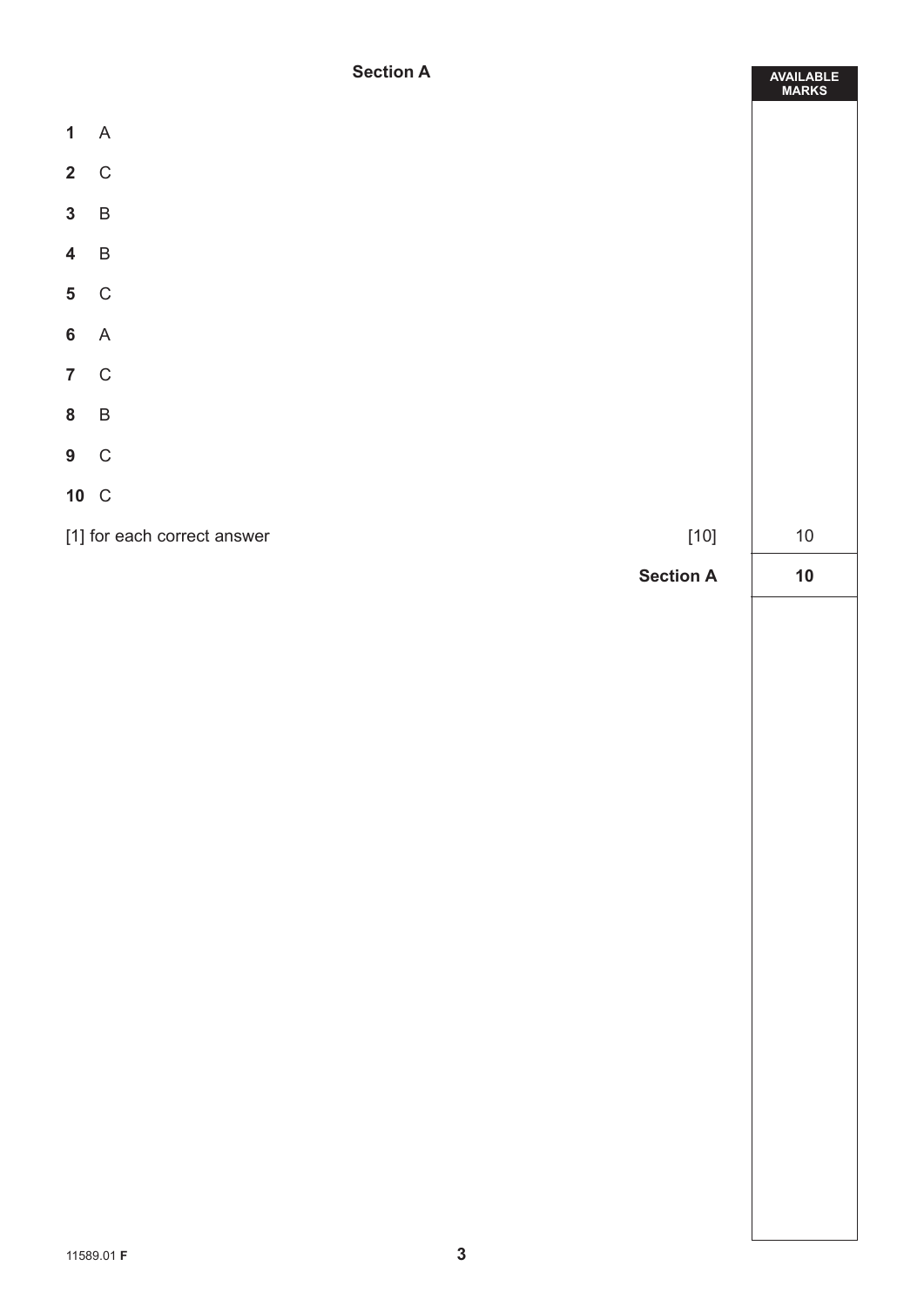## Section A

| | | AVAILABLE MARKS |
|---|---|---|
| **1** | A | |
| **2** | C | |
| **3** | B | |
| **4** | B | |
| **5** | C | |
| **6** | A | |
| **7** | C | |
| **8** | B | |
| **9** | C | |
| **10** | C | |
| [1] for each correct answer | [10] | 10 |
| | **Section A** | **10** |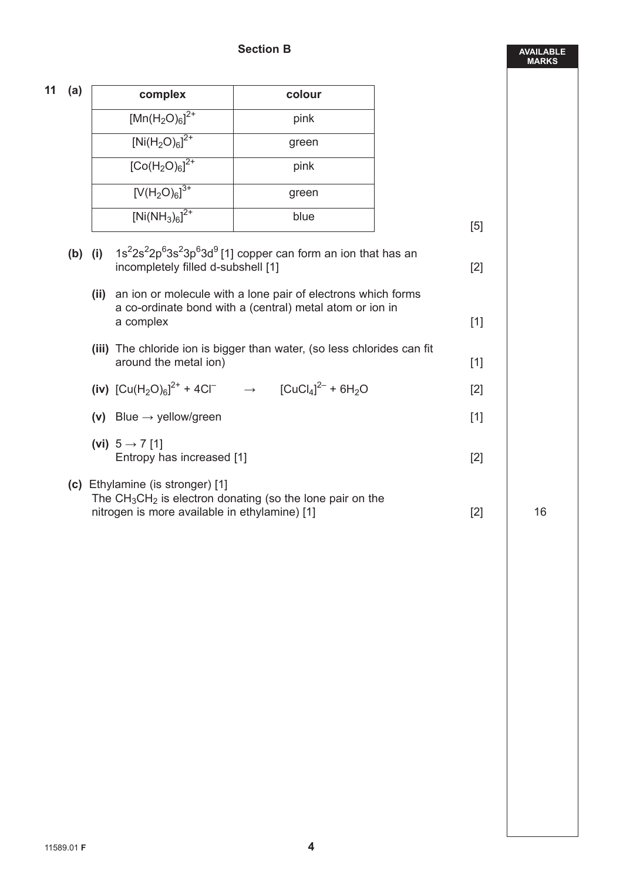## Section B

AVAILABLE MARKS

**11 (a)**

| complex | colour |
|---|---|
| $[Mn(H_2O)_6]^{2+}$ | pink |
| $[Ni(H_2O)_6]^{2+}$ | green |
| $[Co(H_2O)_6]^{2+}$ | pink |
| $[V(H_2O)_6]^{3+}$ | green |
| $[Ni(NH_3)_6]^{2+}$ | blue |

[5]

**(b) (i)** $1s^2 2s^2 2p^6 3s^2 3p^6 3d^9$ [1] copper can form an ion that has an incompletely filled d-subshell [1] [2]

**(ii)** an ion or molecule with a lone pair of electrons which forms a co-ordinate bond with a (central) metal atom or ion in a complex [1]

**(iii)** The chloride ion is bigger than water, (so less chlorides can fit around the metal ion) [1]

**(iv)** $[Cu(H_2O)_6]^{2+} + 4Cl^- \rightarrow [CuCl_4]^{2-} + 6H_2O$ [2]

**(v)** Blue → yellow/green [1]

**(vi)** 5 → 7 [1]
Entropy has increased [1] [2]

**(c)** Ethylamine (is stronger) [1]
The $CH_3CH_2$ is electron donating (so the lone pair on the nitrogen is more available in ethylamine) [1] [2]

16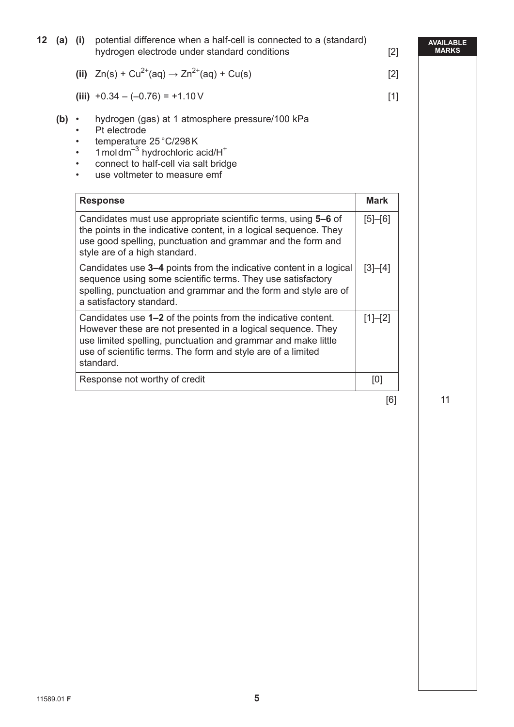**12 (a) (i)** potential difference when a half-cell is connected to a (standard) hydrogen electrode under standard conditions [2]

**(ii)** $Zn(s) + Cu^{2+}(aq) \rightarrow Zn^{2+}(aq) + Cu(s)$ [2]

**(iii)** $+0.34 - (-0.76) = +1.10\,V$ [1]

**(b)**
- hydrogen (gas) at 1 atmosphere pressure/100 kPa
- Pt electrode
- temperature 25 °C/298 K
- $1\,mol\,dm^{-3}$ hydrochloric acid/$H^+$
- connect to half-cell via salt bridge
- use voltmeter to measure emf

| Response | Mark |
|---|---|
| Candidates must use appropriate scientific terms, using **5–6** of the points in the indicative content, in a logical sequence. They use good spelling, punctuation and grammar and the form and style are of a high standard. | [5]–[6] |
| Candidates use **3–4** points from the indicative content in a logical sequence using some scientific terms. They use satisfactory spelling, punctuation and grammar and the form and style are of a satisfactory standard. | [3]–[4] |
| Candidates use **1–2** of the points from the indicative content. However these are not presented in a logical sequence. They use limited spelling, punctuation and grammar and make little use of scientific terms. The form and style are of a limited standard. | [1]–[2] |
| Response not worthy of credit | [0] |

[6]

AVAILABLE MARKS: 11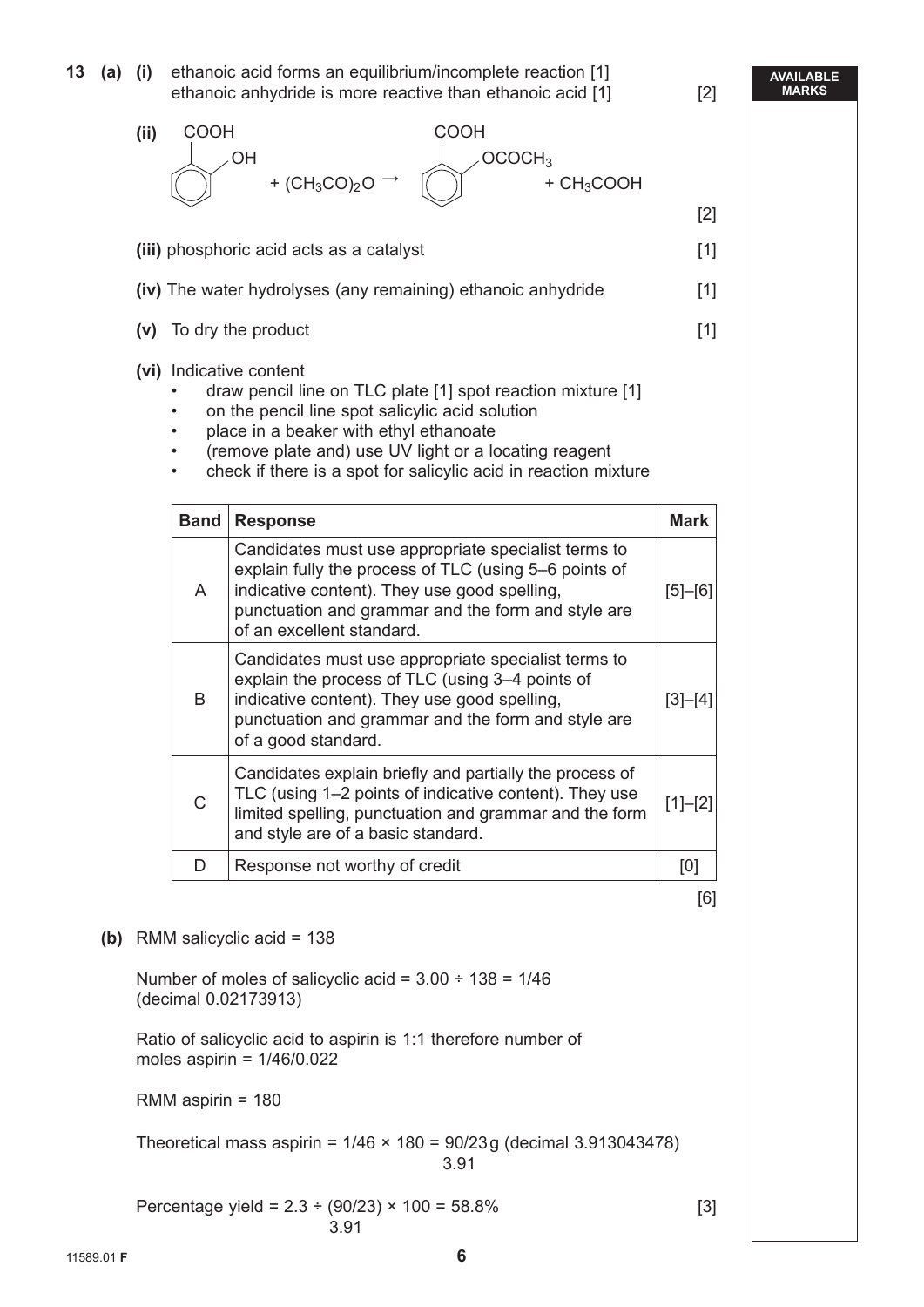**13 (a) (i)** ethanoic acid forms an equilibrium/incomplete reaction [1]
ethanoic anhydride is more reactive than ethanoic acid [1] [2]

**(ii)** (2-hydroxybenzoic acid: benzene ring with COOH and OH) + $(CH_3CO)_2O$ → (benzene ring with COOH and $OCOCH_3$) + $CH_3COOH$ [2]

**(iii)** phosphoric acid acts as a catalyst [1]

**(iv)** The water hydrolyses (any remaining) ethanoic anhydride [1]

**(v)** To dry the product [1]

**(vi)** Indicative content

- draw pencil line on TLC plate [1] spot reaction mixture [1]
- on the pencil line spot salicylic acid solution
- place in a beaker with ethyl ethanoate
- (remove plate and) use UV light or a locating reagent
- check if there is a spot for salicylic acid in reaction mixture

| Band | Response | Mark |
|---|---|---|
| A | Candidates must use appropriate specialist terms to explain fully the process of TLC (using 5–6 points of indicative content). They use good spelling, punctuation and grammar and the form and style are of an excellent standard. | [5]–[6] |
| B | Candidates must use appropriate specialist terms to explain the process of TLC (using 3–4 points of indicative content). They use good spelling, punctuation and grammar and the form and style are of a good standard. | [3]–[4] |
| C | Candidates explain briefly and partially the process of TLC (using 1–2 points of indicative content). They use limited spelling, punctuation and grammar and the form and style are of a basic standard. | [1]–[2] |
| D | Response not worthy of credit | [0] |

[6]

**(b)** RMM salicyclic acid = 138

Number of moles of salicyclic acid = 3.00 ÷ 138 = 1/46
(decimal 0.02173913)

Ratio of salicyclic acid to aspirin is 1:1 therefore number of moles aspirin = 1/46/0.022

RMM aspirin = 180

Theoretical mass aspirin = 1/46 × 180 = 90/23 g (decimal 3.913043478)
3.91

Percentage yield = 2.3 ÷ (90/23) × 100 = 58.8%
3.91

[3]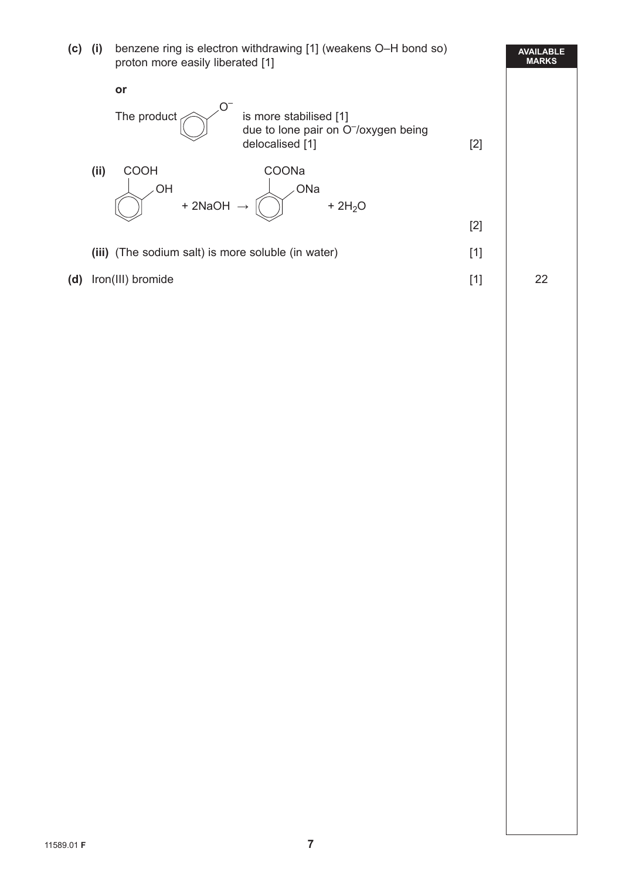**(c) (i)** benzene ring is electron withdrawing [1] (weakens O–H bond so) proton more easily liberated [1]

**or**

The product $C_6H_5O^-$ (phenoxide ion) is more stabilised [1] due to lone pair on $O^-$/oxygen being delocalised [1] [2]

**(ii)** $C_6H_4(OH)COOH + 2NaOH \rightarrow C_6H_4(ONa)COONa + 2H_2O$ [2]

**(iii)** (The sodium salt) is more soluble (in water) [1]

**(d)** Iron(III) bromide [1]

AVAILABLE MARKS: 22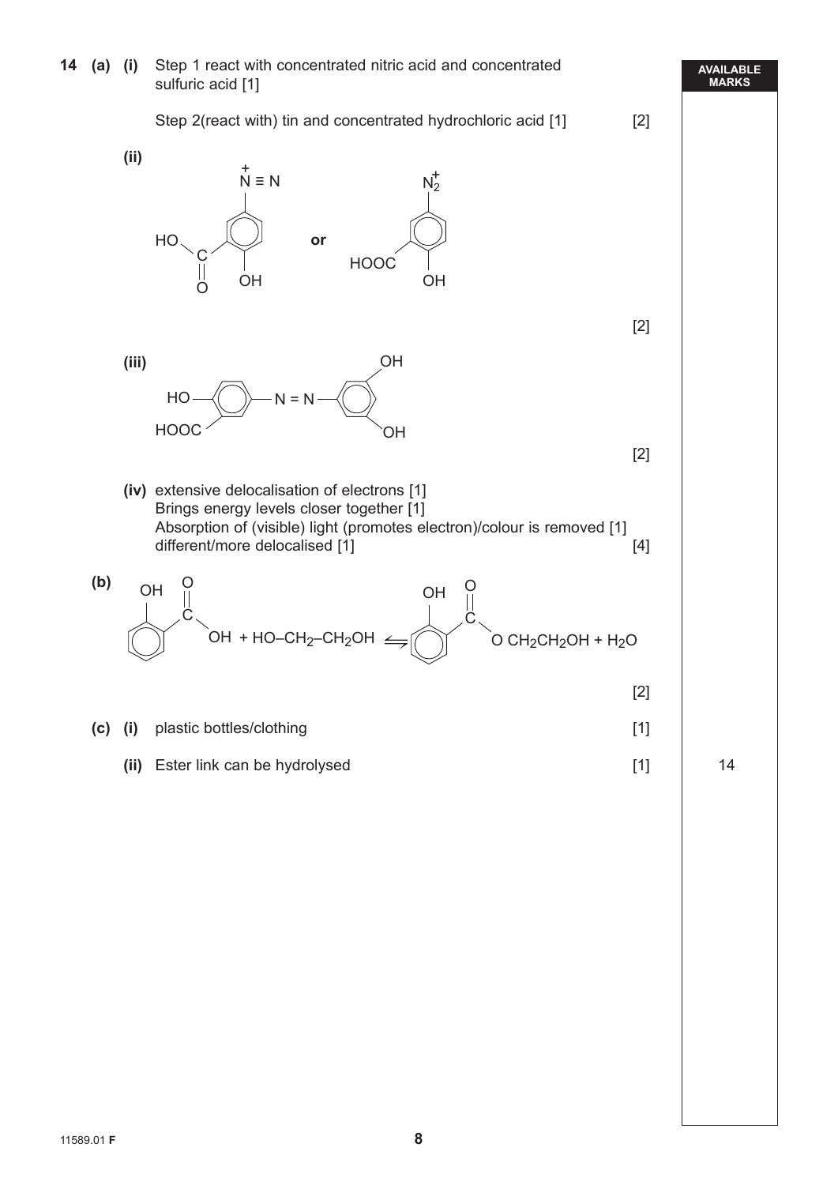**14 (a) (i)** Step 1 react with concentrated nitric acid and concentrated sulfuric acid [1]

Step 2(react with) tin and concentrated hydrochloric acid [1] [2]

**(ii)**

$$\text{(HO)(O=)C–C}_6\text{H}_3\text{(OH)–N}^+\equiv\text{N} \quad \textbf{or} \quad \text{HOOC–C}_6\text{H}_3\text{(OH)–N}_2^+$$

[2]

**(iii)**

$$\text{HO(HOOC)C}_6\text{H}_3\text{–N=N–C}_6\text{H}_3\text{(OH)}_2$$

[2]

**(iv)** extensive delocalisation of electrons [1]
Brings energy levels closer together [1]
Absorption of (visible) light (promotes electron)/colour is removed [1]
different/more delocalised [1] [4]

**(b)**

$$\text{C}_6\text{H}_4\text{(OH)COOH} + \text{HO–CH}_2\text{–CH}_2\text{OH} \rightleftharpoons \text{C}_6\text{H}_4\text{(OH)COO CH}_2\text{CH}_2\text{OH} + \text{H}_2\text{O}$$

[2]

**(c) (i)** plastic bottles/clothing [1]

**(ii)** Ester link can be hydrolysed [1]

AVAILABLE MARKS: 14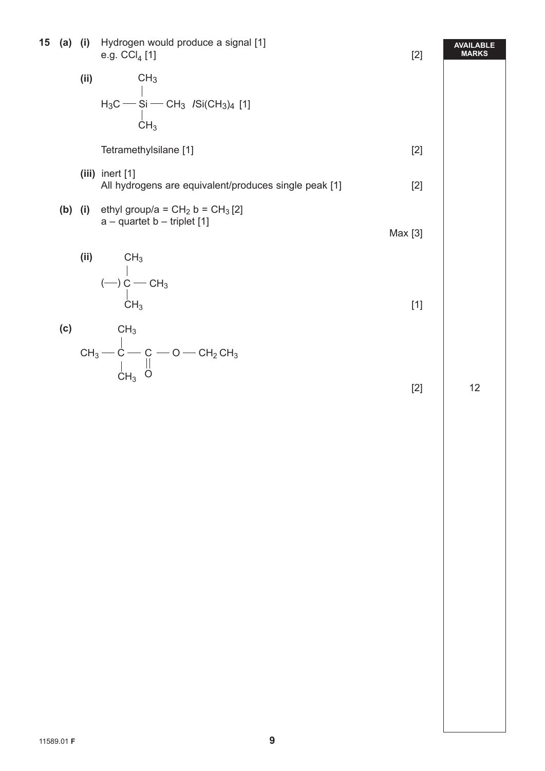**15 (a) (i)** Hydrogen would produce a signal [1]
e.g. $CCl_4$ [1] [2]

**AVAILABLE MARKS**

**(ii)**

```
        CH3
        |
H3C —— Si —— CH3   /Si(CH3)4  [1]
        |
        CH3
```

Tetramethylsilane [1] [2]

**(iii)** inert [1]
All hydrogens are equivalent/produces single peak [1] [2]

**(b) (i)** ethyl group/a = $CH_2$ b = $CH_3$ [2]
a – quartet b – triplet [1]

Max [3]

**(ii)**

```
      CH3
      |
(—) C —— CH3
      |
      CH3
```

[1]

**(c)**

```
       CH3
       |
CH3 —— C —— C —— O —— CH2 CH3
       |    ||
       CH3  O
```

[2]

12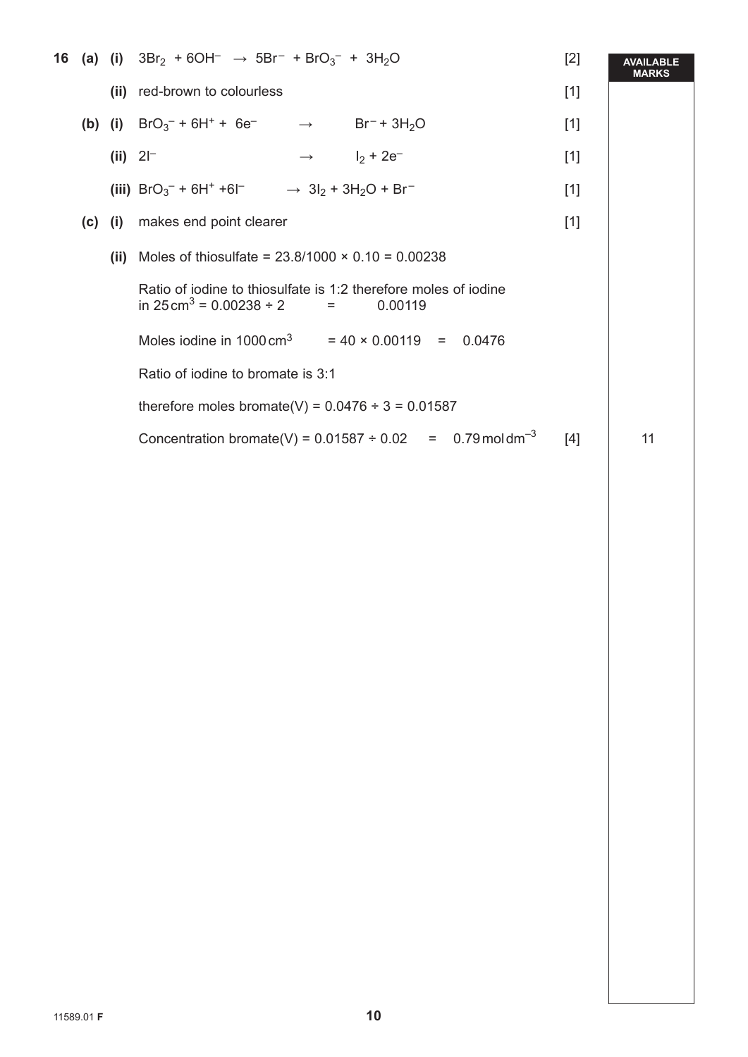**16 (a) (i)** $3Br_2 + 6OH^- \rightarrow 5Br^- + BrO_3^- + 3H_2O$ [2]

**(ii)** red-brown to colourless [1]

**(b) (i)** $BrO_3^- + 6H^+ + 6e^- \rightarrow Br^- + 3H_2O$ [1]

**(ii)** $2I^- \rightarrow I_2 + 2e^-$ [1]

**(iii)** $BrO_3^- + 6H^+ + 6I^- \rightarrow 3I_2 + 3H_2O + Br^-$ [1]

**(c) (i)** makes end point clearer [1]

**(ii)** Moles of thiosulfate = 23.8/1000 × 0.10 = 0.00238

Ratio of iodine to thiosulfate is 1:2 therefore moles of iodine in 25 $cm^3$ = 0.00238 ÷ 2 = 0.00119

Moles iodine in 1000 $cm^3$ = 40 × 0.00119 = 0.0476

Ratio of iodine to bromate is 3:1

therefore moles bromate(V) = 0.0476 ÷ 3 = 0.01587

Concentration bromate(V) = 0.01587 ÷ 0.02 = 0.79 mol $dm^{-3}$ [4]

**AVAILABLE MARKS:** 11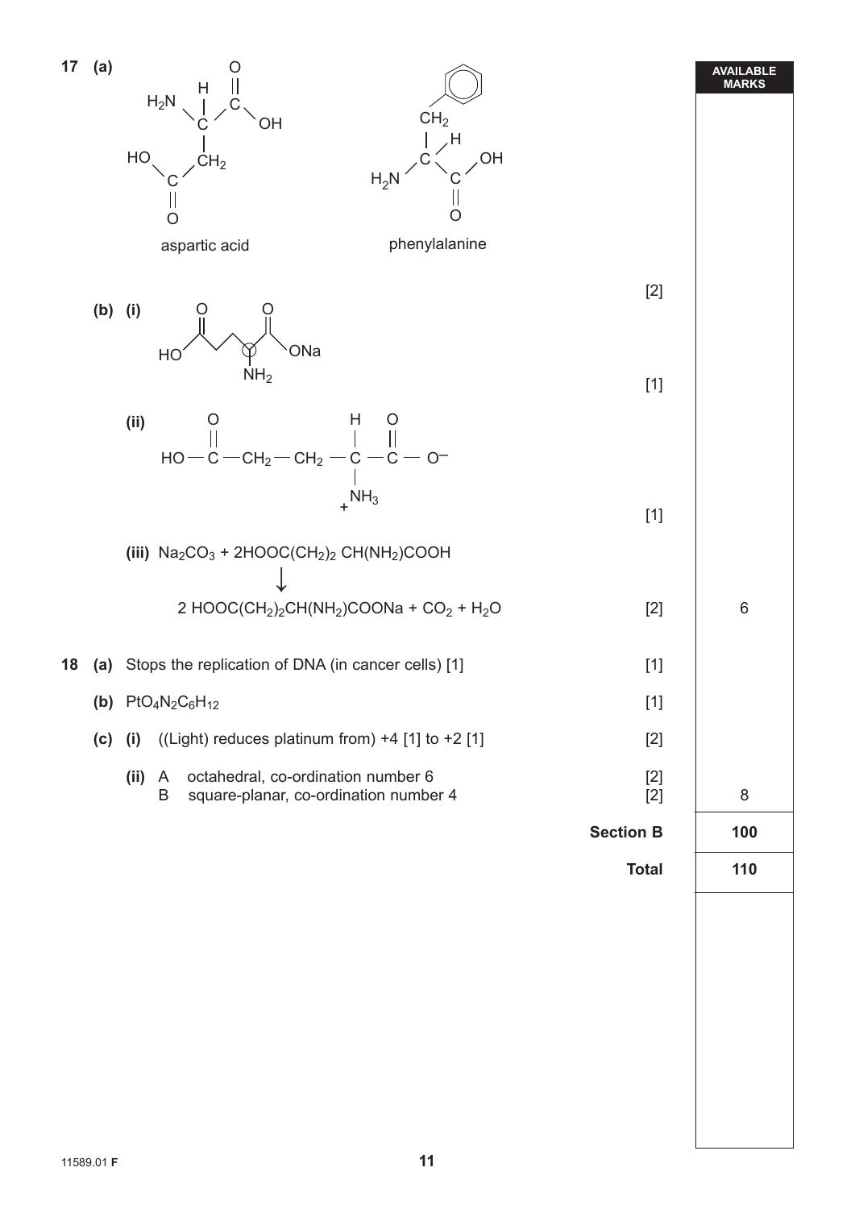**AVAILABLE MARKS**

**17 (a)**

aspartic acid: $H_2N-CH(CH_2COOH)-COOH$

phenylalanine: $H_2N-CH(CH_2C_6H_5)-COOH$

[2]

**(b) (i)** $HOOC-CH_2-CH_2-CH(NH_2)-COONa$ [1]

**(ii)** $HO-C(=O)-CH_2-CH_2-CH(^{+}NH_3)-C(=O)-O^{-}$ [1]

**(iii)** $Na_2CO_3 + 2HOOC(CH_2)_2\,CH(NH_2)COOH$

$\downarrow$

$2\ HOOC(CH_2)_2CH(NH_2)COONa + CO_2 + H_2O$ [2] — 6

**18 (a)** Stops the replication of DNA (in cancer cells) [1] [1]

**(b)** $PtO_4N_2C_6H_{12}$ [1]

**(c) (i)** ((Light) reduces platinum from) +4 [1] to +2 [1] [2]

**(ii)** A octahedral, co-ordination number 6 [2]

B square-planar, co-ordination number 4 [2] — 8

| | |
|---|---|
| **Section B** | **100** |
| **Total** | **110** |